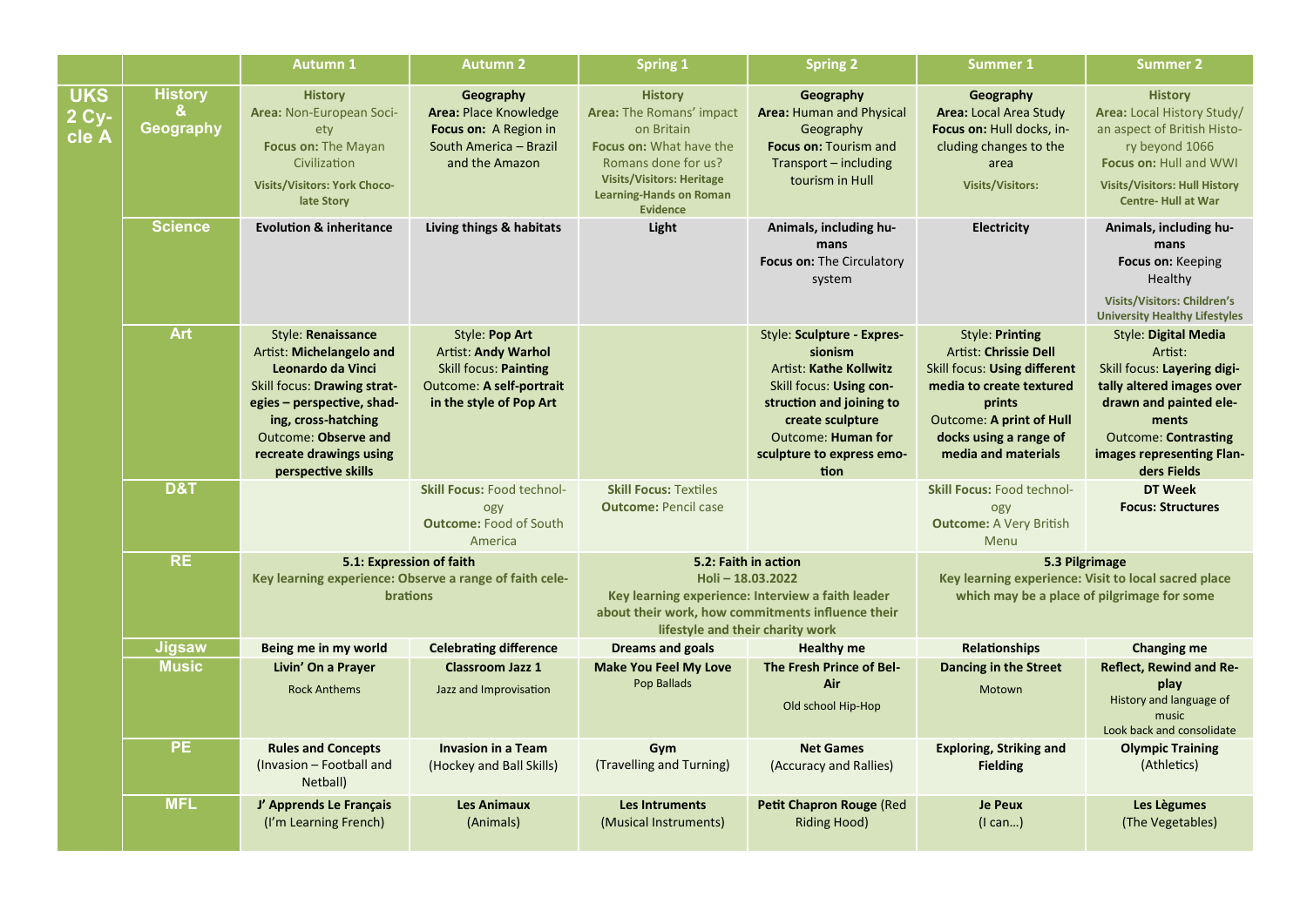| | | Autumn 1 | Autumn 2 | Spring 1 | Spring 2 | Summer 1 | Summer 2 |
|---|---|---|---|---|---|---|---|
| UKS 2 Cycle A | History & Geography | **History** Area: Non-European Society Focus on: The Mayan Civilization **Visits/Visitors: York Chocolate Story** | **Geography** **Area:** Place Knowledge **Focus on:** A Region in South America – Brazil and the Amazon | **History** Area: The Romans' impact on Britain Focus on: What have the Romans done for us? **Visits/Visitors: Heritage Learning-Hands on Roman Evidence** | **Geography** **Area:** Human and Physical Geography **Focus on:** Tourism and Transport – including tourism in Hull | **Geography** **Area:** Local Area Study **Focus on:** Hull docks, including changes to the area **Visits/Visitors:** | **History** Area: Local History Study/ an aspect of British History beyond 1066 Focus on: Hull and WWI **Visits/Visitors: Hull History Centre- Hull at War** |
| | Science | **Evolution & inheritance** | **Living things & habitats** | **Light** | **Animals, including humans** **Focus on:** The Circulatory system | **Electricity** | **Animals, including humans** **Focus on:** Keeping Healthy **Visits/Visitors: Children's University Healthy Lifestyles** |
| | Art | Style: **Renaissance** Artist: **Michelangelo and Leonardo da Vinci** Skill focus: **Drawing strategies – perspective, shading, cross-hatching** Outcome: **Observe and recreate drawings using perspective skills** | Style: **Pop Art** Artist: **Andy Warhol** Skill focus: **Painting** Outcome: **A self-portrait in the style of Pop Art** | | Style: **Sculpture - Expressionism** Artist: **Kathe Kollwitz** Skill focus: **Using construction and joining to create sculpture** Outcome: **Human for sculpture to express emotion** | Style: **Printing** Artist: **Chrissie Dell** Skill focus: **Using different media to create textured prints** Outcome: **A print of Hull docks using a range of media and materials** | Style: **Digital Media** Artist: Skill focus: **Layering digitally altered images over drawn and painted elements** Outcome: **Contrasting images representing Flanders Fields** |
| | D&T | | **Skill Focus:** Food technology **Outcome:** Food of South America | **Skill Focus:** Textiles **Outcome:** Pencil case | | **Skill Focus:** Food technology **Outcome:** A Very British Menu | **DT Week** **Focus: Structures** |
| | RE | **5.1: Expression of faith** **Key learning experience: Observe a range of faith celebrations** | | **5.2: Faith in action** **Holi – 18.03.2022** **Key learning experience: Interview a faith leader about their work, how commitments influence their lifestyle and their charity work** | | **5.3 Pilgrimage** **Key learning experience: Visit to local sacred place which may be a place of pilgrimage for some** | |
| | Jigsaw | **Being me in my world** | **Celebrating difference** | **Dreams and goals** | **Healthy me** | **Relationships** | **Changing me** |
| | Music | **Livin' On a Prayer** Rock Anthems | **Classroom Jazz 1** Jazz and Improvisation | **Make You Feel My Love** Pop Ballads | **The Fresh Prince of Bel-Air** Old school Hip-Hop | **Dancing in the Street** Motown | **Reflect, Rewind and Replay** History and language of music Look back and consolidate |
| | PE | **Rules and Concepts** (Invasion – Football and Netball) | **Invasion in a Team** (Hockey and Ball Skills) | **Gym** (Travelling and Turning) | **Net Games** (Accuracy and Rallies) | **Exploring, Striking and Fielding** | **Olympic Training** (Athletics) |
| | MFL | **J' Apprends Le Français** (I'm Learning French) | **Les Animaux** (Animals) | **Les Intruments** (Musical Instruments) | **Petit Chapron Rouge** (Red Riding Hood) | **Je Peux** (I can…) | **Les Lègumes** (The Vegetables) |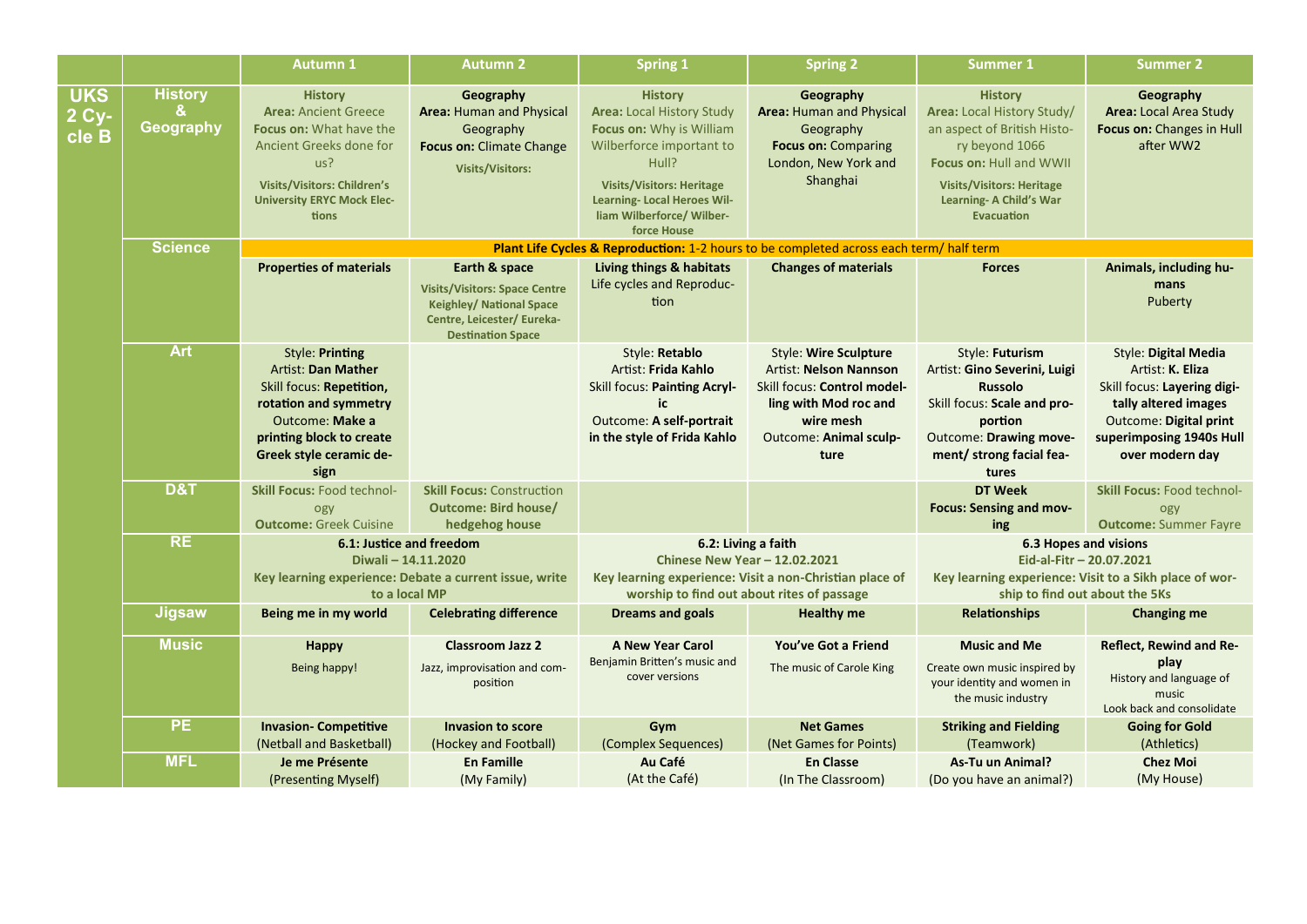| | | Autumn 1 | Autumn 2 | Spring 1 | Spring 2 | Summer 1 | Summer 2 |
|---|---|---|---|---|---|---|---|
| UKS 2 Cycle B | History & Geography | **History** **Area:** Ancient Greece **Focus on:** What have the Ancient Greeks done for us? **Visits/Visitors: Children's University ERYC Mock Elections** | **Geography** **Area:** Human and Physical Geography **Focus on:** Climate Change **Visits/Visitors:** | **History** **Area:** Local History Study **Focus on:** Why is William Wilberforce important to Hull? **Visits/Visitors: Heritage Learning- Local Heroes William Wilberforce/ Wilberforce House** | **Geography** **Area:** Human and Physical Geography **Focus on:** Comparing London, New York and Shanghai | **History** **Area:** Local History Study/ an aspect of British History beyond 1066 **Focus on:** Hull and WWII **Visits/Visitors: Heritage Learning- A Child's War Evacuation** | **Geography** **Area:** Local Area Study **Focus on:** Changes in Hull after WW2 |
| | Science | **Plant Life Cycles & Reproduction:** 1-2 hours to be completed across each term/ half term | | | | | |
| | | **Properties of materials** | **Earth & space** **Visits/Visitors: Space Centre Keighley/ National Space Centre, Leicester/ Eureka-Destination Space** | **Living things & habitats** Life cycles and Reproduction | **Changes of materials** | **Forces** | **Animals, including humans** Puberty |
| | Art | Style: **Printing** Artist: **Dan Mather** Skill focus: **Repetition, rotation and symmetry** Outcome: **Make a printing block to create Greek style ceramic design** | | Style: **Retablo** Artist: **Frida Kahlo** Skill focus: **Painting Acrylic** Outcome: **A self-portrait in the style of Frida Kahlo** | Style: **Wire Sculpture** Artist: **Nelson Nannson** Skill focus: **Control modelling with Mod roc and wire mesh** Outcome: **Animal sculpture** | Style: **Futurism** Artist: **Gino Severini, Luigi Russolo** Skill focus: **Scale and proportion** Outcome: **Drawing movement/ strong facial features** | Style: **Digital Media** Artist: **K. Eliza** Skill focus: **Layering digitally altered images** Outcome: **Digital print superimposing 1940s Hull over modern day** |
| | D&T | **Skill Focus:** Food technology **Outcome:** Greek Cuisine | **Skill Focus:** Construction **Outcome: Bird house/ hedgehog house** | | | **DT Week** **Focus: Sensing and moving** | **Skill Focus:** Food technology **Outcome:** Summer Fayre |
| | RE | **6.1: Justice and freedom** Diwali – 14.11.2020 Key learning experience: Debate a current issue, write to a local MP | | **6.2: Living a faith** Chinese New Year – 12.02.2021 Key learning experience: Visit a non-Christian place of worship to find out about rites of passage | | **6.3 Hopes and visions** Eid-al-Fitr – 20.07.2021 Key learning experience: Visit to a Sikh place of worship to find out about the 5Ks | |
| | Jigsaw | **Being me in my world** | **Celebrating difference** | **Dreams and goals** | **Healthy me** | **Relationships** | **Changing me** |
| | Music | **Happy** Being happy! | **Classroom Jazz 2** Jazz, improvisation and composition | **A New Year Carol** Benjamin Britten's music and cover versions | **You've Got a Friend** The music of Carole King | **Music and Me** Create own music inspired by your identity and women in the music industry | **Reflect, Rewind and Replay** History and language of music Look back and consolidate |
| | PE | **Invasion- Competitive** (Netball and Basketball) | **Invasion to score** (Hockey and Football) | **Gym** (Complex Sequences) | **Net Games** (Net Games for Points) | **Striking and Fielding** (Teamwork) | **Going for Gold** (Athletics) |
| | MFL | **Je me Présente** (Presenting Myself) | **En Famille** (My Family) | **Au Café** (At the Café) | **En Classe** (In The Classroom) | **As-Tu un Animal?** (Do you have an animal?) | **Chez Moi** (My House) |